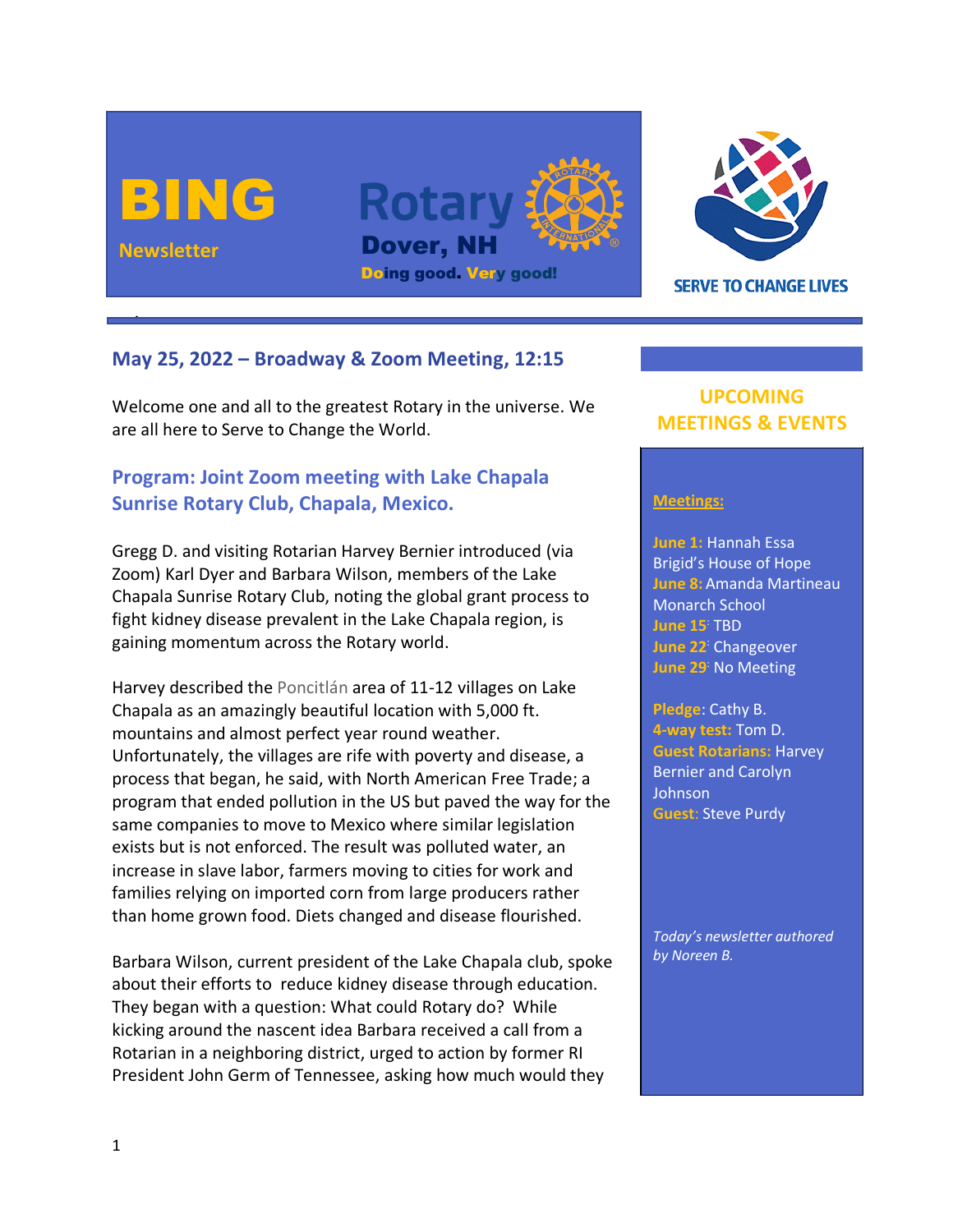# BING Newsletter

**Rotary Dover, NH**

**Doing good. Very good!**

SERVE TO CHANGE LIVES

## May 25, 2022 – Broadway & Zoom Meeting, 12:15

Welcome one and all to the greatest Rotary in the universe. We are all here to Serve to Change the World.

### Program: Joint Zoom meeting with Lake Chapala Sunrise Rotary Club, Chapala, Mexico.

Gregg D. and visiting Rotarian Harvey Bernier introduced (via Zoom) Karl Dyer and Barbara Wilson, members of the Lake Chapala Sunrise Rotary Club, noting the global grant process to fight kidney disease prevalent in the Lake Chapala region, is gaining momentum across the Rotary world.

Harvey described the Poncitlán area of 11-12 villages on Lake Chapala as an amazingly beautiful location with 5,000 ft. mountains and almost perfect year round weather. Unfortunately, the villages are rife with poverty and disease, a process that began, he said, with North American Free Trade; a program that ended pollution in the US but paved the way for the same companies to move to Mexico where similar legislation exists but is not enforced. The result was polluted water, an increase in slave labor, farmers moving to cities for work and families relying on imported corn from large producers rather than home grown food. Diets changed and disease flourished.

Barbara Wilson, current president of the Lake Chapala club, spoke about their efforts to reduce kidney disease through education. They began with a question: What could Rotary do? While kicking around the nascent idea Barbara received a call from a Rotarian in a neighboring district, urged to action by former RI President John Germ of Tennessee, asking how much would they

## UPCOMING MEETINGS & EVENTS

**Meetings:**

**June 1:** Hannah Essa Brigid's House of Hope
**June 8:** Amanda Martineau Monarch School
**June 15:** TBD
**June 22:** Changeover
**June 29:** No Meeting

**Pledge:** Cathy B.
**4-way test:** Tom D.
**Guest Rotarians:** Harvey Bernier and Carolyn Johnson
**Guest:** Steve Purdy

*Today's newsletter authored by Noreen B.*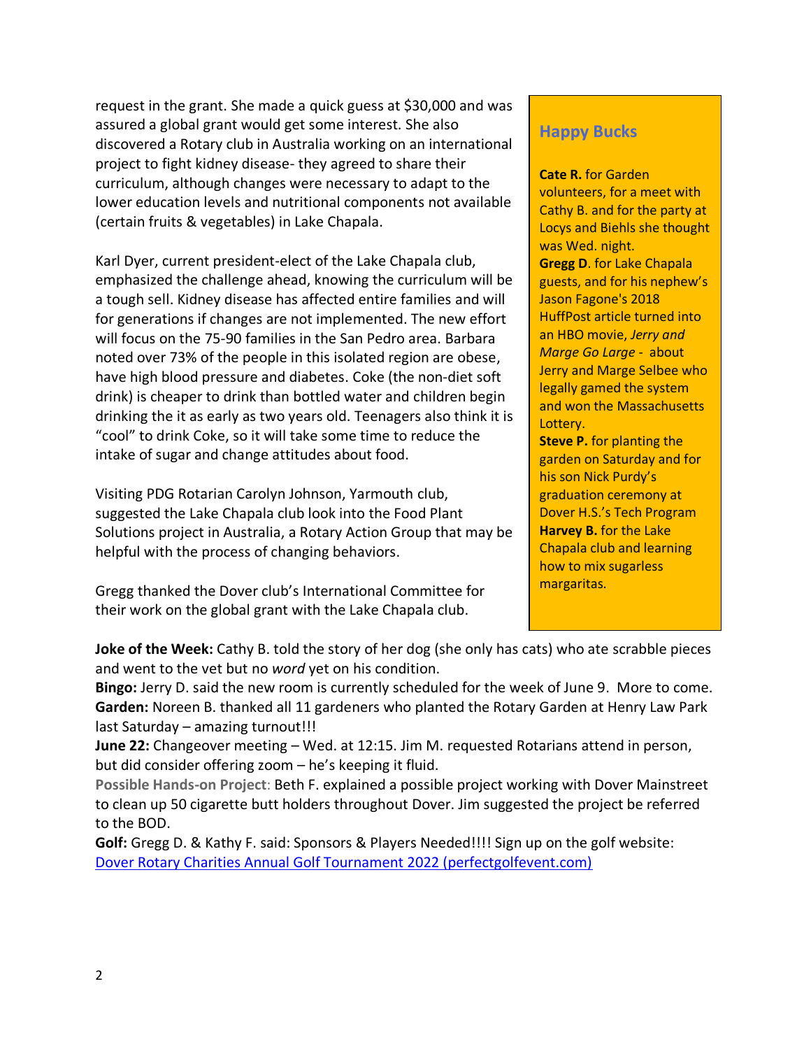request in the grant. She made a quick guess at $30,000 and was assured a global grant would get some interest. She also discovered a Rotary club in Australia working on an international project to fight kidney disease- they agreed to share their curriculum, although changes were necessary to adapt to the lower education levels and nutritional components not available (certain fruits & vegetables) in Lake Chapala.

Karl Dyer, current president-elect of the Lake Chapala club, emphasized the challenge ahead, knowing the curriculum will be a tough sell. Kidney disease has affected entire families and will for generations if changes are not implemented. The new effort will focus on the 75-90 families in the San Pedro area. Barbara noted over 73% of the people in this isolated region are obese, have high blood pressure and diabetes. Coke (the non-diet soft drink) is cheaper to drink than bottled water and children begin drinking the it as early as two years old. Teenagers also think it is "cool" to drink Coke, so it will take some time to reduce the intake of sugar and change attitudes about food.

Visiting PDG Rotarian Carolyn Johnson, Yarmouth club, suggested the Lake Chapala club look into the Food Plant Solutions project in Australia, a Rotary Action Group that may be helpful with the process of changing behaviors.

Gregg thanked the Dover club's International Committee for their work on the global grant with the Lake Chapala club.

## Happy Bucks

**Cate R.** for Garden volunteers, for a meet with Cathy B. and for the party at Locys and Biehls she thought was Wed. night.
**Gregg D**. for Lake Chapala guests, and for his nephew's Jason Fagone's 2018 HuffPost article turned into an HBO movie, *Jerry and Marge Go Large* - about Jerry and Marge Selbee who legally gamed the system and won the Massachusetts Lottery.
**Steve P.** for planting the garden on Saturday and for his son Nick Purdy's graduation ceremony at Dover H.S.'s Tech Program
**Harvey B.** for the Lake Chapala club and learning how to mix sugarless margaritas.

**Joke of the Week:** Cathy B. told the story of her dog (she only has cats) who ate scrabble pieces and went to the vet but no *word* yet on his condition.
**Bingo:** Jerry D. said the new room is currently scheduled for the week of June 9. More to come.
**Garden:** Noreen B. thanked all 11 gardeners who planted the Rotary Garden at Henry Law Park last Saturday – amazing turnout!!!
**June 22:** Changeover meeting – Wed. at 12:15. Jim M. requested Rotarians attend in person, but did consider offering zoom – he's keeping it fluid.
**Possible Hands-on Project**: Beth F. explained a possible project working with Dover Mainstreet to clean up 50 cigarette butt holders throughout Dover. Jim suggested the project be referred to the BOD.
**Golf:** Gregg D. & Kathy F. said: Sponsors & Players Needed!!!! Sign up on the golf website: [Dover Rotary Charities Annual Golf Tournament 2022 (perfectgolfevent.com)](perfectgolfevent.com)